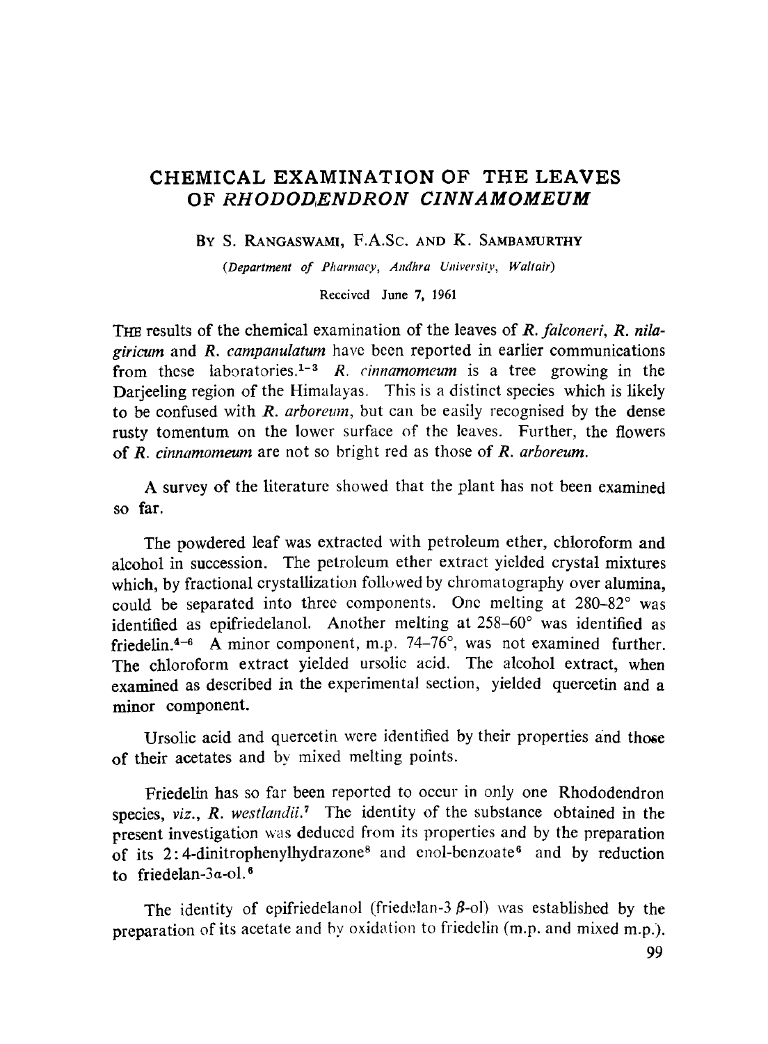# CHEMICAL EXAMINATION OF THE LEAVES OF *RHODODENDRON CINNAMOMEUM*

BY S. RANGASWAMI, F.A.Sc. AND K. SAMBAMURTHY

*(Department of Pharmacy, Andhra University, Waltair)*

Received June 7, 1961

THE results of the chemical examination of the leaves of *R. falconeri*, *R. nilagiricum* and *R. campanulatum* have been reported in earlier communications from these laboratories.[1-3] *R. cinnamomeum* is a tree growing in the Darjeeling region of the Himalayas. This is a distinct species which is likely to be confused with *R. arboreum*, but can be easily recognised by the dense rusty tomentum on the lower surface of the leaves. Further, the flowers of *R. cinnamomeum* are not so bright red as those of *R. arboreum*.

A survey of the literature showed that the plant has not been examined so far.

The powdered leaf was extracted with petroleum ether, chloroform and alcohol in succession. The petroleum ether extract yielded crystal mixtures which, by fractional crystallization followed by chromatography over alumina, could be separated into three components. One melting at 280–82° was identified as epifriedelanol. Another melting at 258–60° was identified as friedelin.[4-6] A minor component, m.p. 74–76°, was not examined further. The chloroform extract yielded ursolic acid. The alcohol extract, when examined as described in the experimental section, yielded quercetin and a minor component.

Ursolic acid and quercetin were identified by their properties and those of their acetates and by mixed melting points.

Friedelin has so far been reported to occur in only one Rhododendron species, *viz.*, *R. westlandii*.[7] The identity of the substance obtained in the present investigation was deduced from its properties and by the preparation of its 2:4-dinitrophenylhydrazone[8] and enol-benzoate[6] and by reduction to friedelan-3α-ol.[6]

The identity of epifriedelanol (friedelan-3 β-ol) was established by the preparation of its acetate and by oxidation to friedelin (m.p. and mixed m.p.).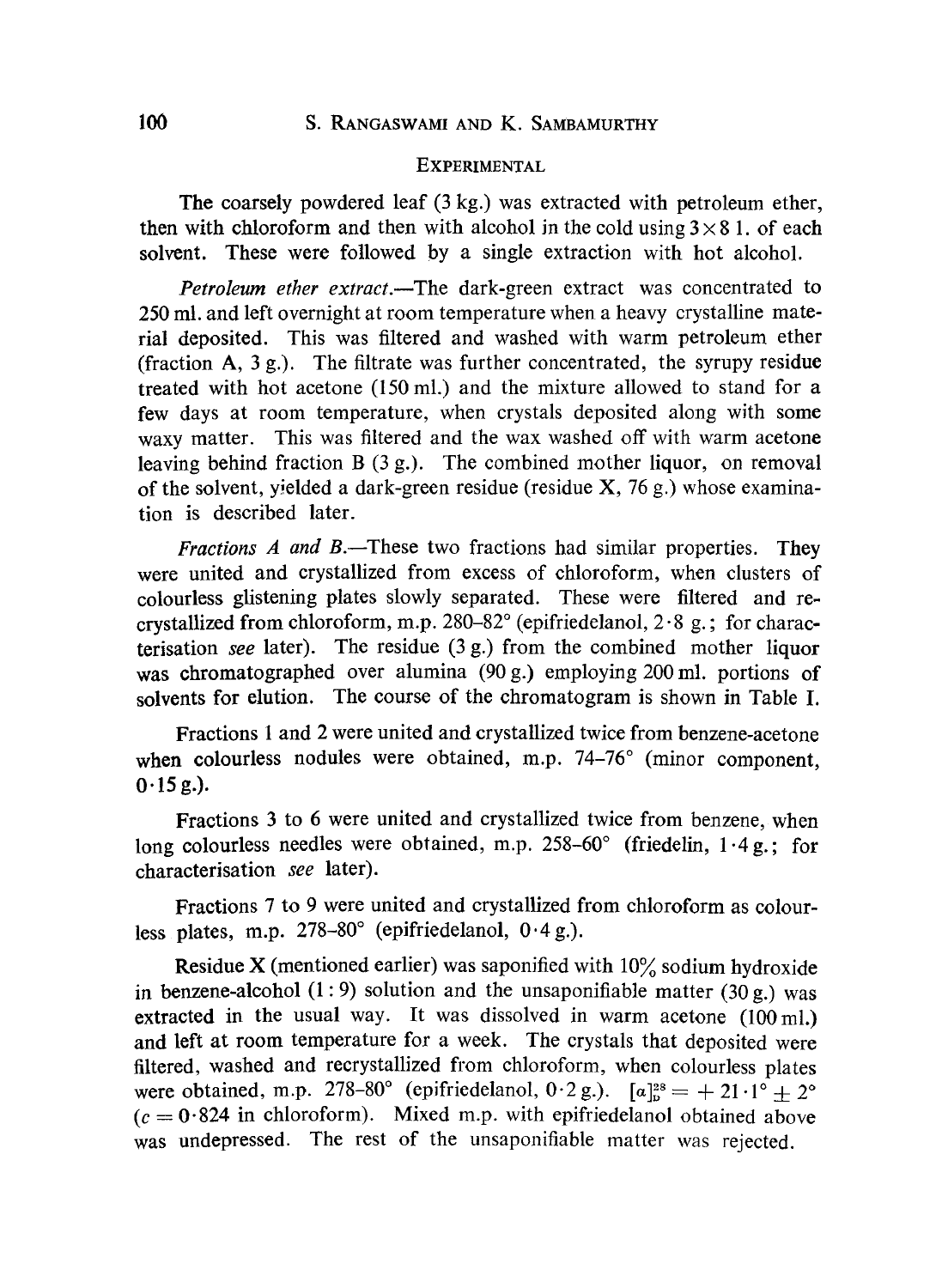## EXPERIMENTAL

The coarsely powdered leaf (3 kg.) was extracted with petroleum ether, then with chloroform and then with alcohol in the cold using $3 \times 8$ l. of each solvent. These were followed by a single extraction with hot alcohol.

*Petroleum ether extract.*—The dark-green extract was concentrated to 250 ml. and left overnight at room temperature when a heavy crystalline material deposited. This was filtered and washed with warm petroleum ether (fraction A, 3 g.). The filtrate was further concentrated, the syrupy residue treated with hot acetone (150 ml.) and the mixture allowed to stand for a few days at room temperature, when crystals deposited along with some waxy matter. This was filtered and the wax washed off with warm acetone leaving behind fraction B (3 g.). The combined mother liquor, on removal of the solvent, yielded a dark-green residue (residue X, 76 g.) whose examination is described later.

*Fractions A and B.*—These two fractions had similar properties. They were united and crystallized from excess of chloroform, when clusters of colourless glistening plates slowly separated. These were filtered and recrystallized from chloroform, m.p. 280–82° (epifriedelanol, 2·8 g.; for characterisation *see* later). The residue (3 g.) from the combined mother liquor was chromatographed over alumina (90 g.) employing 200 ml. portions of solvents for elution. The course of the chromatogram is shown in Table I.

Fractions 1 and 2 were united and crystallized twice from benzene-acetone when colourless nodules were obtained, m.p. 74–76° (minor component, 0·15 g.).

Fractions 3 to 6 were united and crystallized twice from benzene, when long colourless needles were obtained, m.p. 258–60° (friedelin, 1·4 g.; for characterisation *see* later).

Fractions 7 to 9 were united and crystallized from chloroform as colourless plates, m.p. 278–80° (epifriedelanol, 0·4 g.).

Residue X (mentioned earlier) was saponified with 10% sodium hydroxide in benzene-alcohol (1 : 9) solution and the unsaponifiable matter (30 g.) was extracted in the usual way. It was dissolved in warm acetone (100 ml.) and left at room temperature for a week. The crystals that deposited were filtered, washed and recrystallized from chloroform, when colourless plates were obtained, m.p. 278–80° (epifriedelanol, 0·2 g.). $[\alpha]_D^{28} = +21 \cdot 1° \pm 2°$ ($c = 0 \cdot 824$ in chloroform). Mixed m.p. with epifriedelanol obtained above was undepressed. The rest of the unsaponifiable matter was rejected.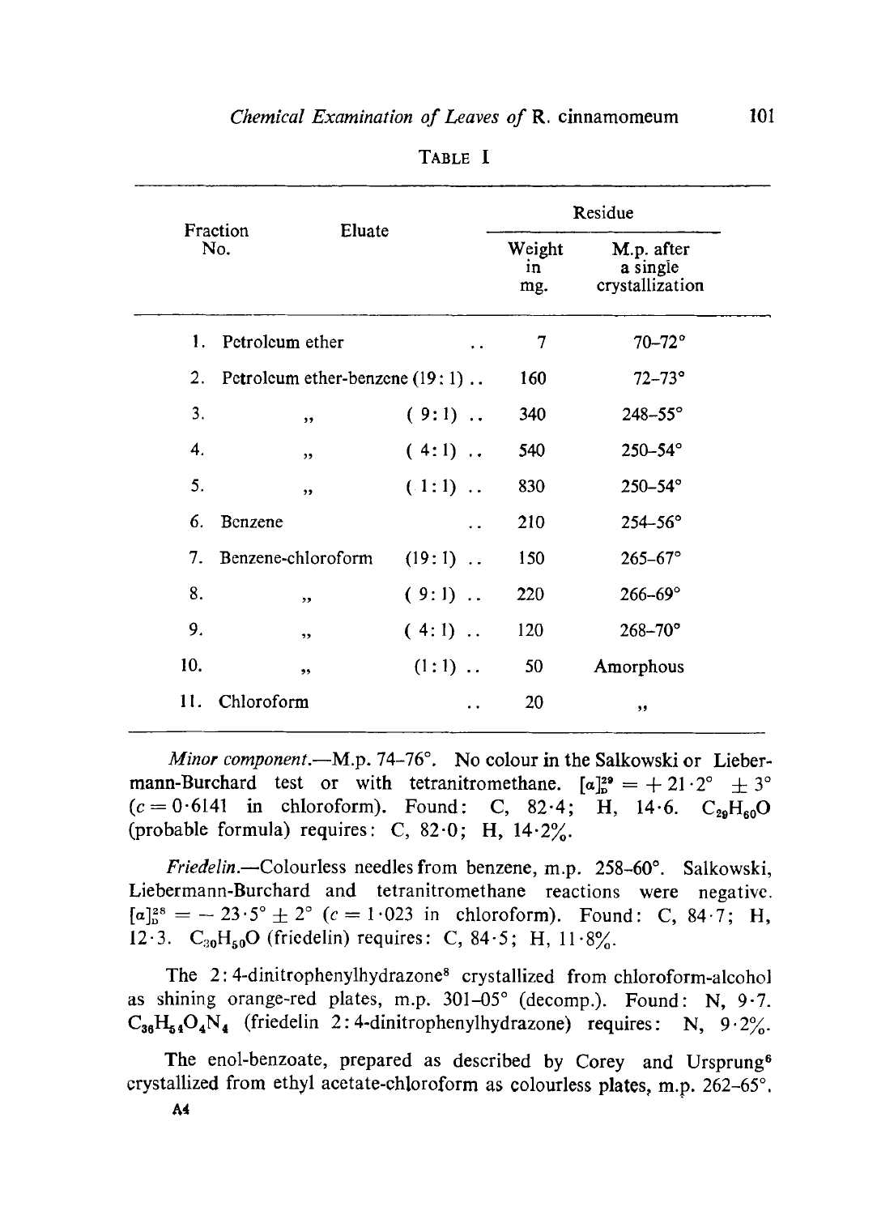TABLE I

| Fraction No. | Eluate | Residue | |
|---|---|---|---|
| | | Weight in mg. | M.p. after a single crystallization |
| 1. | Petroleum ether | 7 | 70–72° |
| 2. | Petroleum ether-benzene (19 : 1) | 160 | 72–73° |
| 3. | ,, ( 9 : 1) | 340 | 248–55° |
| 4. | ,, ( 4 : 1) | 540 | 250–54° |
| 5. | ,, ( 1 : 1) | 830 | 250–54° |
| 6. | Benzene | 210 | 254–56° |
| 7. | Benzene-chloroform (19 : 1) | 150 | 265–67° |
| 8. | ,, ( 9 : 1) | 220 | 266–69° |
| 9. | ,, ( 4 : 1) | 120 | 268–70° |
| 10. | ,, (1 : 1) | 50 | Amorphous |
| 11. | Chloroform | 20 | ,, |

*Minor component*.—M.p. 74–76°. No colour in the Salkowski or Liebermann-Burchard test or with tetranitromethane. $[\alpha]_D^{29} = +21 \cdot 2° \pm 3°$ ($c = 0 \cdot 6141$ in chloroform). Found: C, 82·4; H, 14·6. $C_{29}H_{60}O$ (probable formula) requires: C, 82·0; H, 14·2%.

*Friedelin*.—Colourless needles from benzene, m.p. 258–60°. Salkowski, Liebermann-Burchard and tetranitromethane reactions were negative. $[\alpha]_D^{28} = -23 \cdot 5° \pm 2°$ ($c = 1 \cdot 023$ in chloroform). Found: C, 84·7; H, 12·3. $C_{30}H_{50}O$ (friedelin) requires: C, 84·5; H, 11·8%.

The 2 : 4-dinitrophenylhydrazone[8] crystallized from chloroform-alcohol as shining orange-red plates, m.p. 301–05° (decomp.). Found: N, 9·7. $C_{36}H_{54}O_4N_4$ (friedelin 2 : 4-dinitrophenylhydrazone) requires: N, 9·2%.

The enol-benzoate, prepared as described by Corey and Ursprung[6] crystallized from ethyl acetate-chloroform as colourless plates, m.p. 262–65°.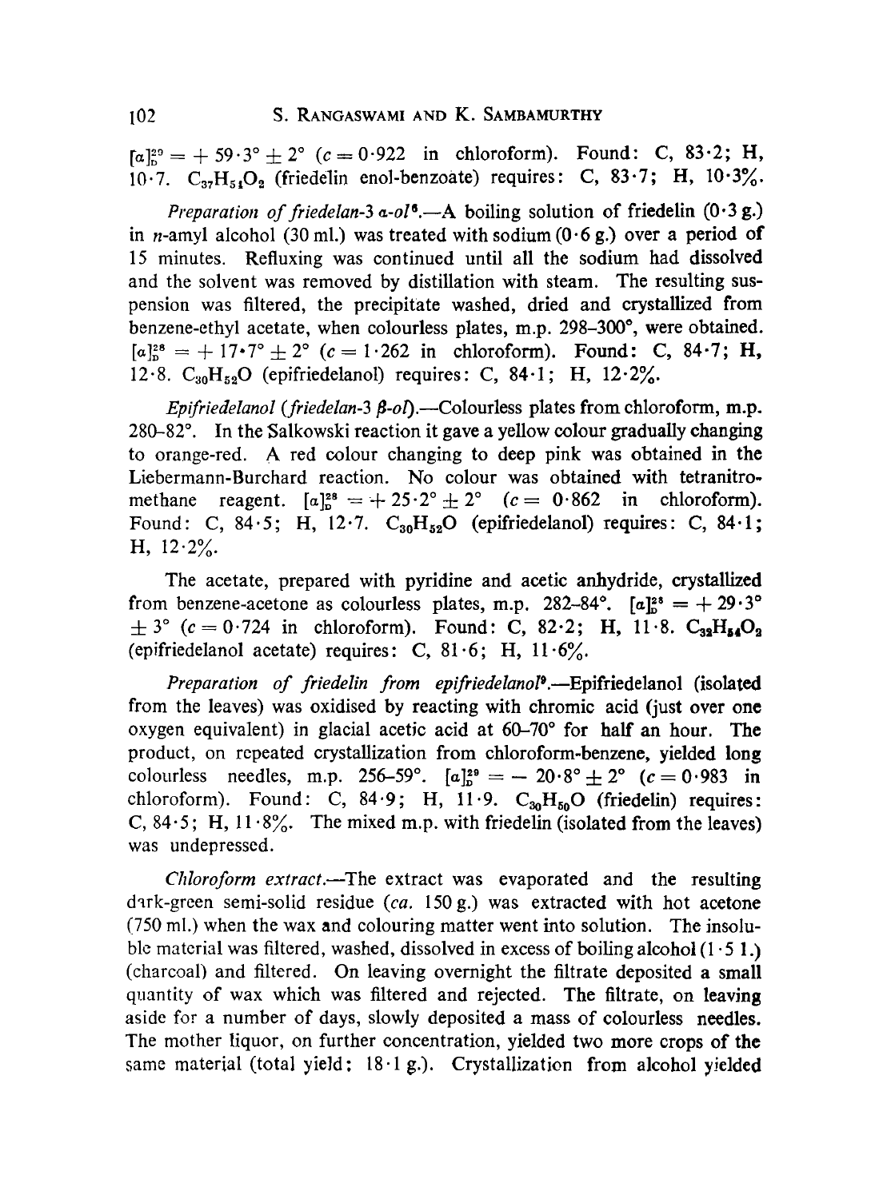$[\alpha]_D^{29} = +59 \cdot 3° \pm 2°$ ($c = 0 \cdot 922$ in chloroform). Found: C, 83·2; H, 10·7. $C_{37}H_{51}O_2$ (friedelin enol-benzoate) requires: C, 83·7; H, 10·3%.

*Preparation of friedelan-3 α-ol*[8].—A boiling solution of friedelin (0·3 g.) in *n*-amyl alcohol (30 ml.) was treated with sodium (0·6 g.) over a period of 15 minutes. Refluxing was continued until all the sodium had dissolved and the solvent was removed by distillation with steam. The resulting suspension was filtered, the precipitate washed, dried and crystallized from benzene-ethyl acetate, when colourless plates, m.p. 298–300°, were obtained. $[\alpha]_D^{28} = +17 \cdot 7° \pm 2°$ ($c = 1 \cdot 262$ in chloroform). Found: C, 84·7; H, 12·8. $C_{30}H_{52}O$ (epifriedelanol) requires: C, 84·1; H, 12·2%.

*Epifriedelanol (friedelan-3 β-ol)*.—Colourless plates from chloroform, m.p. 280–82°. In the Salkowski reaction it gave a yellow colour gradually changing to orange-red. A red colour changing to deep pink was obtained in the Liebermann-Burchard reaction. No colour was obtained with tetranitromethane reagent. $[\alpha]_D^{28} = +25 \cdot 2° \pm 2°$ ($c = 0 \cdot 862$ in chloroform). Found: C, 84·5; H, 12·7. $C_{30}H_{52}O$ (epifriedelanol) requires: C, 84·1; H, 12·2%.

The acetate, prepared with pyridine and acetic anhydride, crystallized from benzene-acetone as colourless plates, m.p. 282–84°. $[\alpha]_D^{28} = +29 \cdot 3° \pm 3°$ ($c = 0 \cdot 724$ in chloroform). Found: C, 82·2; H, 11·8. $C_{32}H_{54}O_2$ (epifriedelanol acetate) requires: C, 81·6; H, 11·6%.

*Preparation of friedelin from epifriedelanol*[9].—Epifriedelanol (isolated from the leaves) was oxidised by reacting with chromic acid (just over one oxygen equivalent) in glacial acetic acid at 60–70° for half an hour. The product, on repeated crystallization from chloroform-benzene, yielded long colourless needles, m.p. 256–59°. $[\alpha]_D^{29} = -20 \cdot 8° \pm 2°$ ($c = 0 \cdot 983$ in chloroform). Found: C, 84·9; H, 11·9. $C_{30}H_{50}O$ (friedelin) requires: C, 84·5; H, 11·8%. The mixed m.p. with friedelin (isolated from the leaves) was undepressed.

*Chloroform extract*.—The extract was evaporated and the resulting dark-green semi-solid residue (*ca.* 150 g.) was extracted with hot acetone (750 ml.) when the wax and colouring matter went into solution. The insoluble material was filtered, washed, dissolved in excess of boiling alcohol (1·5 l.) (charcoal) and filtered. On leaving overnight the filtrate deposited a small quantity of wax which was filtered and rejected. The filtrate, on leaving aside for a number of days, slowly deposited a mass of colourless needles. The mother liquor, on further concentration, yielded two more crops of the same material (total yield: 18·1 g.). Crystallization from alcohol yielded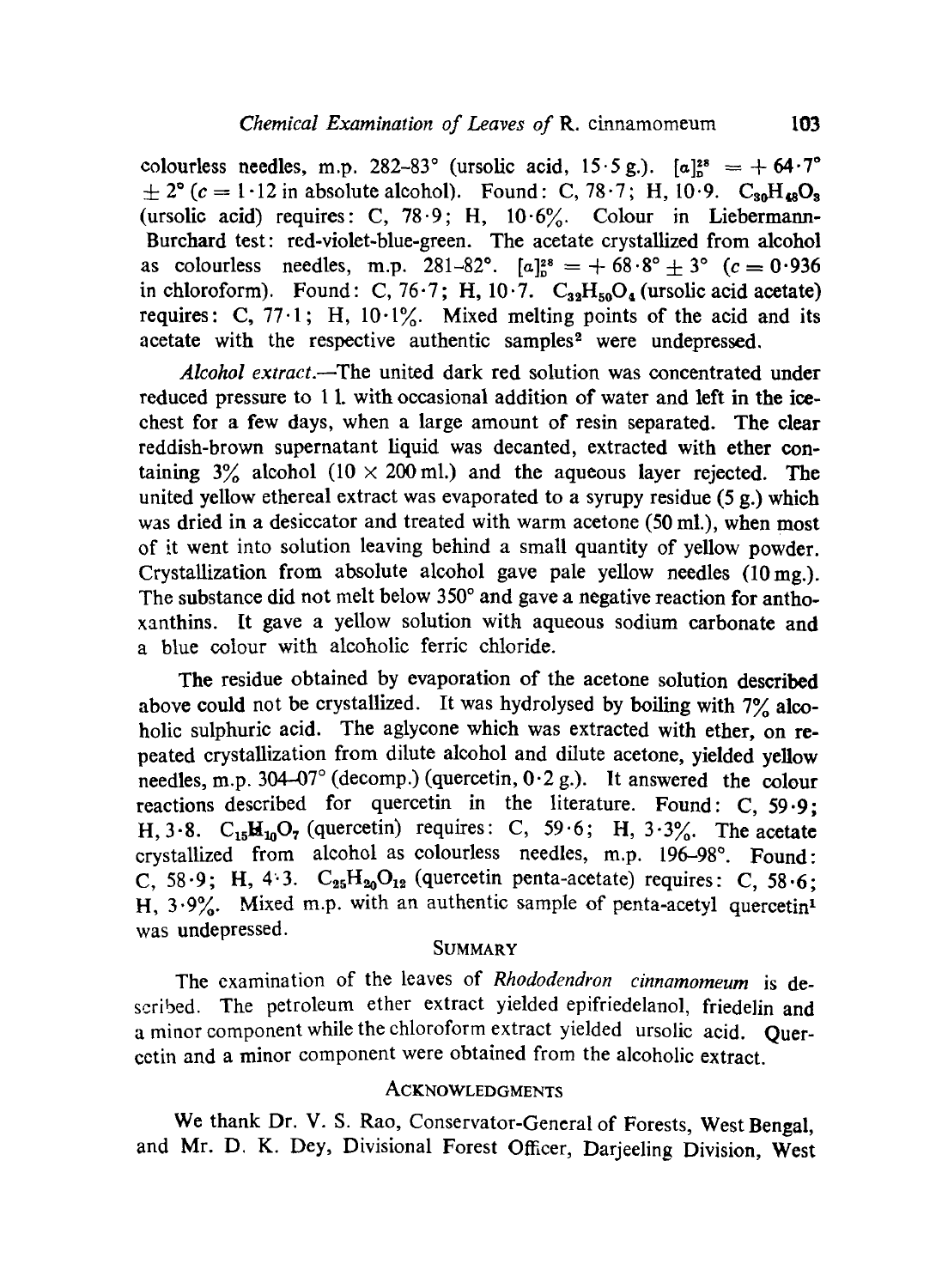colourless needles, m.p. 282–83° (ursolic acid, 15·5 g.). $[\alpha]_D^{28} = +64 \cdot 7° \pm 2°$ ($c = 1 \cdot 12$ in absolute alcohol). Found: C, 78·7; H, 10·9. $C_{30}H_{48}O_3$ (ursolic acid) requires: C, 78·9; H, 10·6%. Colour in Liebermann-Burchard test: red-violet-blue-green. The acetate crystallized from alcohol as colourless needles, m.p. 281–82°. $[\alpha]_D^{28} = +68 \cdot 8° \pm 3°$ ($c = 0 \cdot 936$ in chloroform). Found: C, 76·7; H, 10·7. $C_{32}H_{50}O_4$ (ursolic acid acetate) requires: C, 77·1; H, 10·1%. Mixed melting points of the acid and its acetate with the respective authentic samples[2] were undepressed.

*Alcohol extract*.—The united dark red solution was concentrated under reduced pressure to 1 l. with occasional addition of water and left in the ice-chest for a few days, when a large amount of resin separated. The clear reddish-brown supernatant liquid was decanted, extracted with ether containing 3% alcohol (10 × 200 ml.) and the aqueous layer rejected. The united yellow ethereal extract was evaporated to a syrupy residue (5 g.) which was dried in a desiccator and treated with warm acetone (50 ml.), when most of it went into solution leaving behind a small quantity of yellow powder. Crystallization from absolute alcohol gave pale yellow needles (10 mg.). The substance did not melt below 350° and gave a negative reaction for anthoxanthins. It gave a yellow solution with aqueous sodium carbonate and a blue colour with alcoholic ferric chloride.

The residue obtained by evaporation of the acetone solution described above could not be crystallized. It was hydrolysed by boiling with 7% alcoholic sulphuric acid. The aglycone which was extracted with ether, on repeated crystallization from dilute alcohol and dilute acetone, yielded yellow needles, m.p. 304–07° (decomp.) (quercetin, 0·2 g.). It answered the colour reactions described for quercetin in the literature. Found: C, 59·9; H, 3·8. $C_{15}H_{10}O_7$ (quercetin) requires: C, 59·6; H, 3·3%. The acetate crystallized from alcohol as colourless needles, m.p. 196–98°. Found: C, 58·9; H, 4·3. $C_{25}H_{20}O_{12}$ (quercetin penta-acetate) requires: C, 58·6; H, 3·9%. Mixed m.p. with an authentic sample of penta-acetyl quercetin[1] was undepressed.

## SUMMARY

The examination of the leaves of *Rhododendron cinnamomeum* is described. The petroleum ether extract yielded epifriedelanol, friedelin and a minor component while the chloroform extract yielded ursolic acid. Quercetin and a minor component were obtained from the alcoholic extract.

## ACKNOWLEDGMENTS

We thank Dr. V. S. Rao, Conservator-General of Forests, West Bengal, and Mr. D. K. Dey, Divisional Forest Officer, Darjeeling Division, West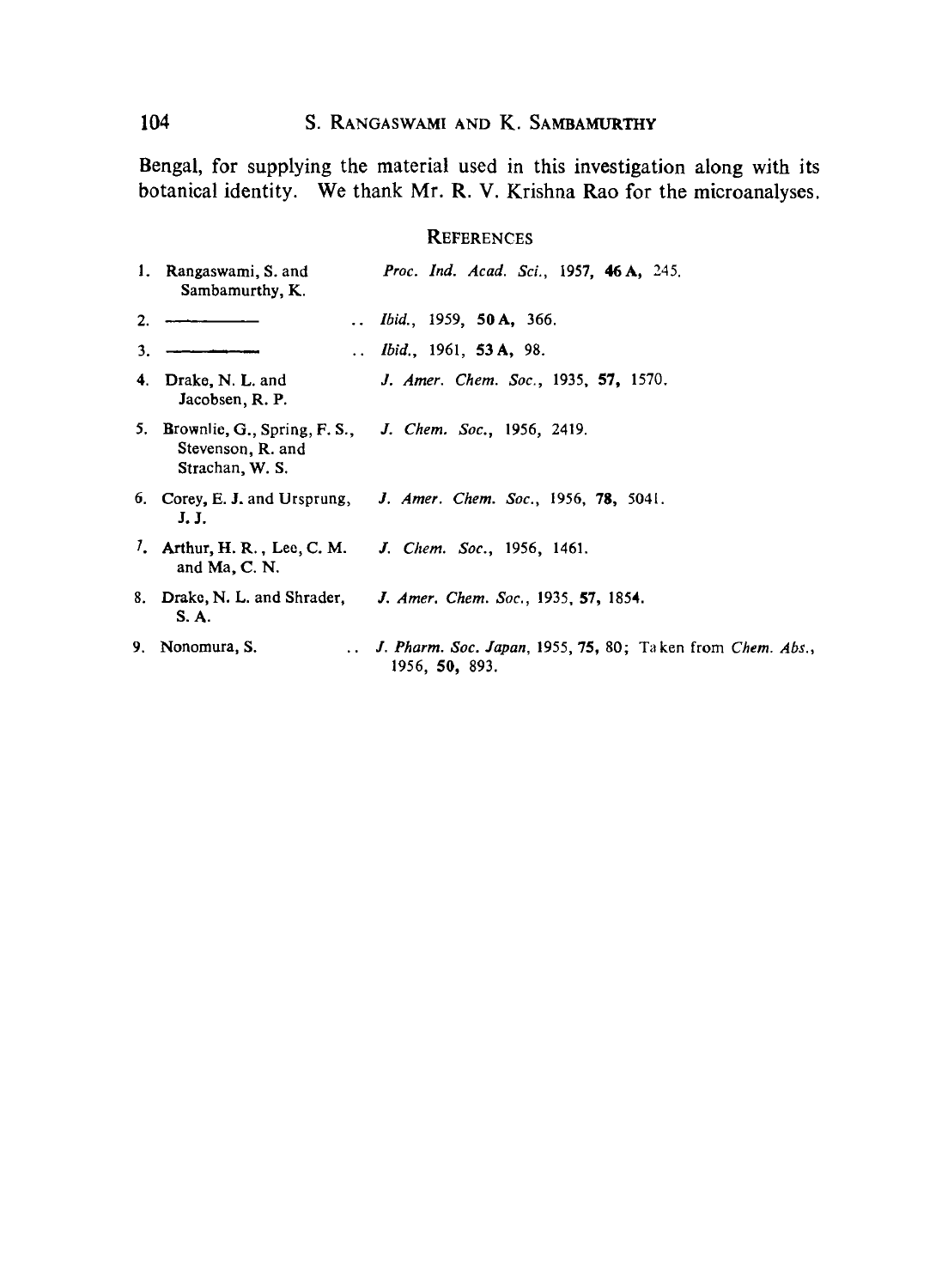Bengal, for supplying the material used in this investigation along with its botanical identity. We thank Mr. R. V. Krishna Rao for the microanalyses.

## REFERENCES

1. Rangaswami, S. and Sambamurthy, K. .. *Proc. Ind. Acad. Sci.*, 1957, **46 A**, 245.
2. ———— .. *Ibid.*, 1959, **50 A**, 366.
3. ———— .. *Ibid.*, 1961, **53 A**, 98.
4. Drake, N. L. and Jacobsen, R. P. .. *J. Amer. Chem. Soc.*, 1935, **57**, 1570.
5. Brownlie, G., Spring, F. S., Stevenson, R. and Strachan, W. S. .. *J. Chem. Soc.*, 1956, 2419.
6. Corey, E. J. and Ursprung, J. J. .. *J. Amer. Chem. Soc.*, 1956, **78**, 5041.
7. Arthur, H. R., Lee, C. M. and Ma, C. N. .. *J. Chem. Soc.*, 1956, 1461.
8. Drake, N. L. and Shrader, S. A. .. *J. Amer. Chem. Soc.*, 1935, **57**, 1854.
9. Nonomura, S. .. *J. Pharm. Soc. Japan*, 1955, **75**, 80; Taken from *Chem. Abs.*, 1956, **50**, 893.